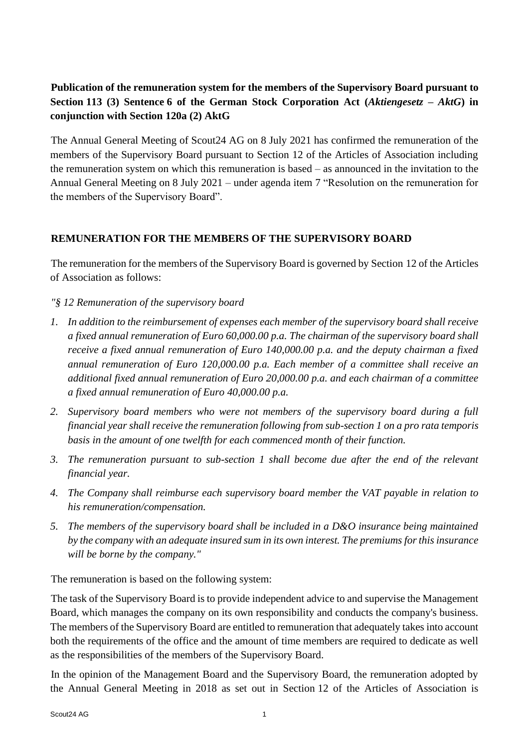**Publication of the remuneration system for the members of the Supervisory Board pursuant to Section 113 (3) Sentence 6 of the German Stock Corporation Act (*Aktiengesetz – AktG*) in conjunction with Section 120a (2) AktG**

The Annual General Meeting of Scout24 AG on 8 July 2021 has confirmed the remuneration of the members of the Supervisory Board pursuant to Section 12 of the Articles of Association including the remuneration system on which this remuneration is based – as announced in the invitation to the Annual General Meeting on 8 July 2021 – under agenda item 7 "Resolution on the remuneration for the members of the Supervisory Board".

## REMUNERATION FOR THE MEMBERS OF THE SUPERVISORY BOARD

The remuneration for the members of the Supervisory Board is governed by Section 12 of the Articles of Association as follows:

*"§ 12 Remuneration of the supervisory board*

1. *In addition to the reimbursement of expenses each member of the supervisory board shall receive a fixed annual remuneration of Euro 60,000.00 p.a. The chairman of the supervisory board shall receive a fixed annual remuneration of Euro 140,000.00 p.a. and the deputy chairman a fixed annual remuneration of Euro 120,000.00 p.a. Each member of a committee shall receive an additional fixed annual remuneration of Euro 20,000.00 p.a. and each chairman of a committee a fixed annual remuneration of Euro 40,000.00 p.a.*
2. *Supervisory board members who were not members of the supervisory board during a full financial year shall receive the remuneration following from sub-section 1 on a pro rata temporis basis in the amount of one twelfth for each commenced month of their function.*
3. *The remuneration pursuant to sub-section 1 shall become due after the end of the relevant financial year.*
4. *The Company shall reimburse each supervisory board member the VAT payable in relation to his remuneration/compensation.*
5. *The members of the supervisory board shall be included in a D&O insurance being maintained by the company with an adequate insured sum in its own interest. The premiums for this insurance will be borne by the company."*

The remuneration is based on the following system:

The task of the Supervisory Board is to provide independent advice to and supervise the Management Board, which manages the company on its own responsibility and conducts the company's business. The members of the Supervisory Board are entitled to remuneration that adequately takes into account both the requirements of the office and the amount of time members are required to dedicate as well as the responsibilities of the members of the Supervisory Board.

In the opinion of the Management Board and the Supervisory Board, the remuneration adopted by the Annual General Meeting in 2018 as set out in Section 12 of the Articles of Association is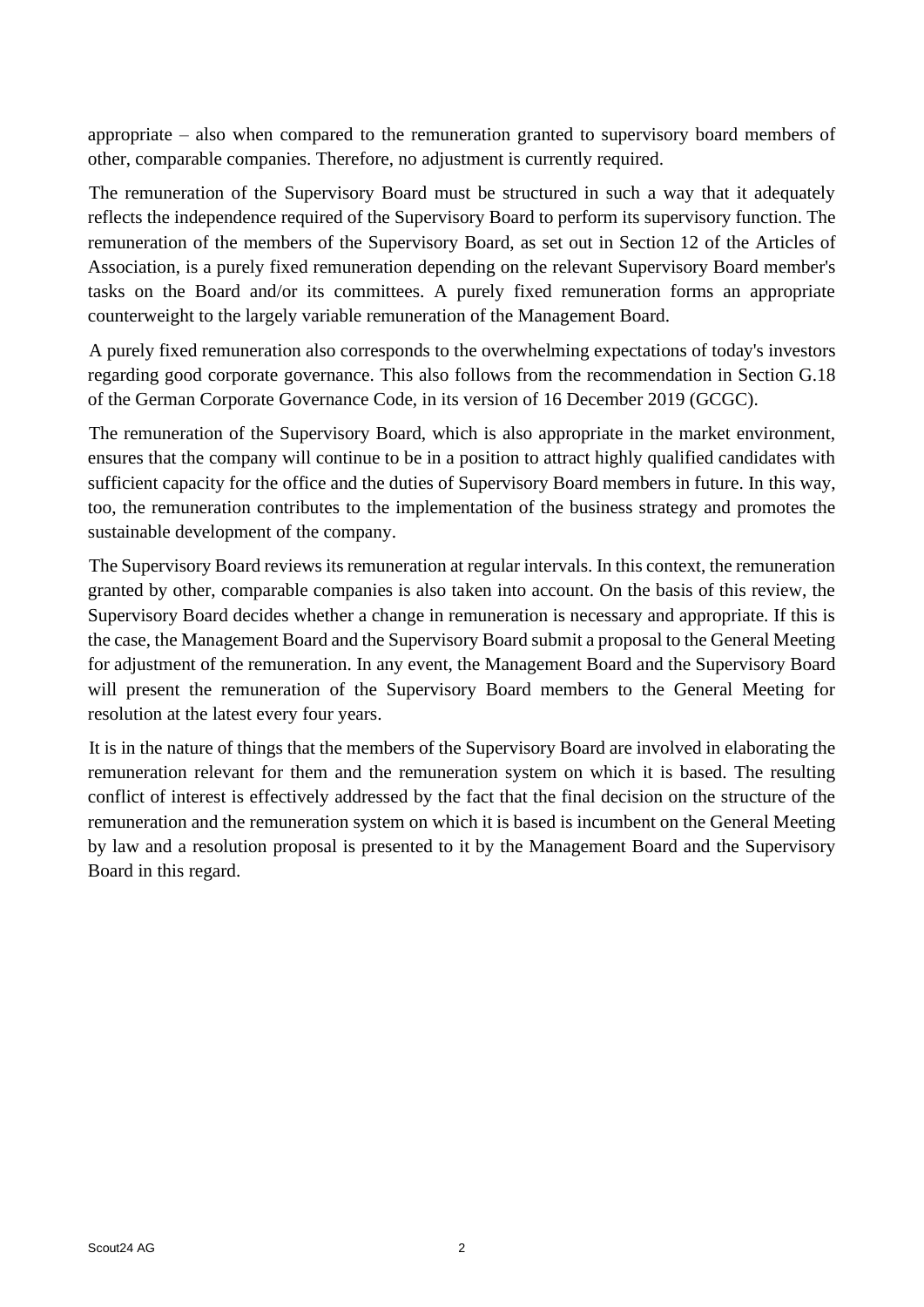appropriate – also when compared to the remuneration granted to supervisory board members of other, comparable companies. Therefore, no adjustment is currently required.

The remuneration of the Supervisory Board must be structured in such a way that it adequately reflects the independence required of the Supervisory Board to perform its supervisory function. The remuneration of the members of the Supervisory Board, as set out in Section 12 of the Articles of Association, is a purely fixed remuneration depending on the relevant Supervisory Board member's tasks on the Board and/or its committees. A purely fixed remuneration forms an appropriate counterweight to the largely variable remuneration of the Management Board.

A purely fixed remuneration also corresponds to the overwhelming expectations of today's investors regarding good corporate governance. This also follows from the recommendation in Section G.18 of the German Corporate Governance Code, in its version of 16 December 2019 (GCGC).

The remuneration of the Supervisory Board, which is also appropriate in the market environment, ensures that the company will continue to be in a position to attract highly qualified candidates with sufficient capacity for the office and the duties of Supervisory Board members in future. In this way, too, the remuneration contributes to the implementation of the business strategy and promotes the sustainable development of the company.

The Supervisory Board reviews its remuneration at regular intervals. In this context, the remuneration granted by other, comparable companies is also taken into account. On the basis of this review, the Supervisory Board decides whether a change in remuneration is necessary and appropriate. If this is the case, the Management Board and the Supervisory Board submit a proposal to the General Meeting for adjustment of the remuneration. In any event, the Management Board and the Supervisory Board will present the remuneration of the Supervisory Board members to the General Meeting for resolution at the latest every four years.

It is in the nature of things that the members of the Supervisory Board are involved in elaborating the remuneration relevant for them and the remuneration system on which it is based. The resulting conflict of interest is effectively addressed by the fact that the final decision on the structure of the remuneration and the remuneration system on which it is based is incumbent on the General Meeting by law and a resolution proposal is presented to it by the Management Board and the Supervisory Board in this regard.